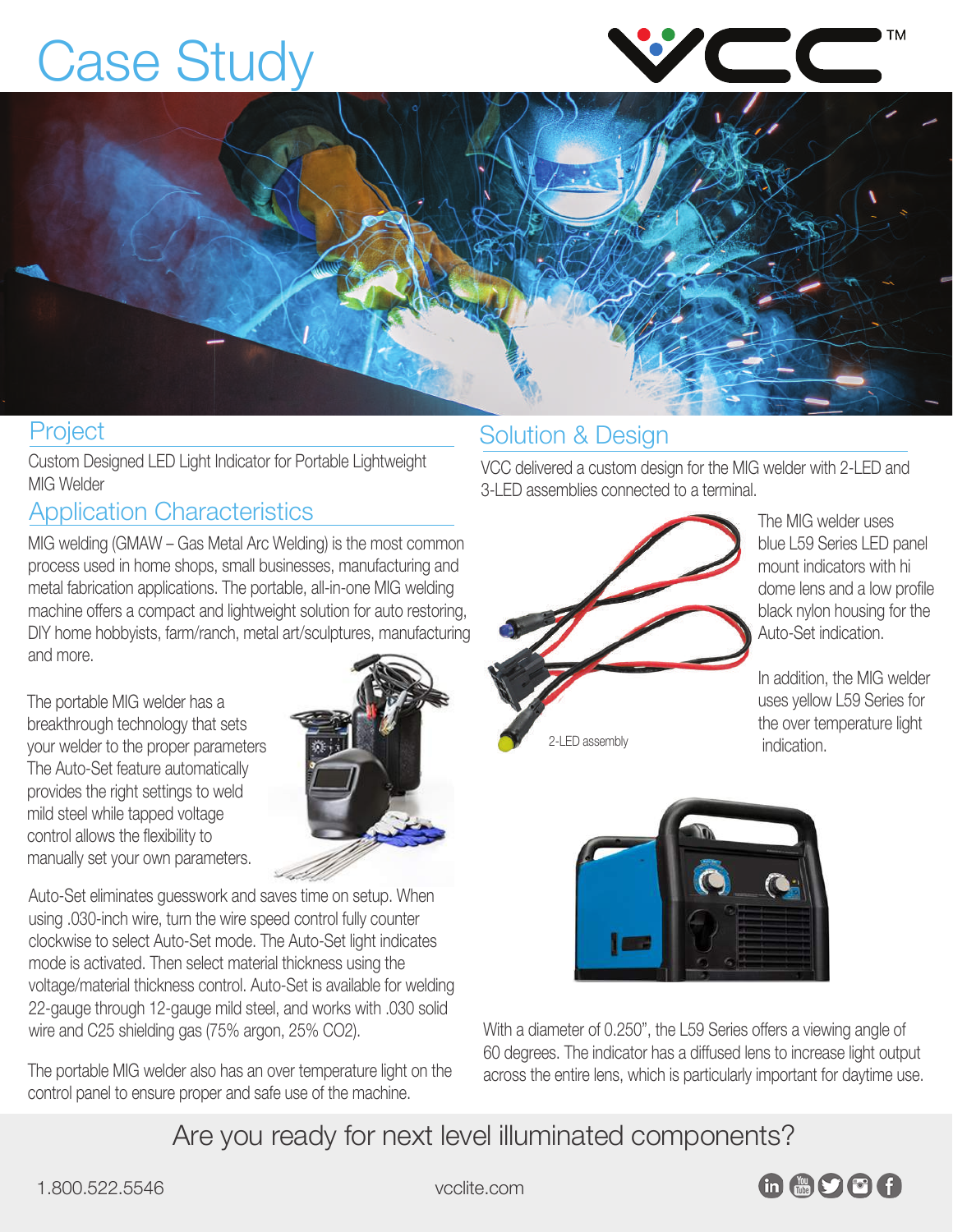# Case Study

## Project

Custom Designed LED Light Indicator for Portable Lightweight MIG Welder

## Application Characteristics

MIG welding (GMAW – Gas Metal Arc Welding) is the most common process used in home shops, small businesses, manufacturing and metal fabrication applications. The portable, all-in-one MIG welding machine offers a compact and lightweight solution for auto restoring, DIY home hobbyists, farm/ranch, metal art/sculptures, manufacturing and more.

The portable MIG welder has a breakthrough technology that sets your welder to the proper parameters The Auto-Set feature automatically provides the right settings to weld mild steel while tapped voltage control allows the flexibility to manually set your own parameters.

Auto-Set eliminates guesswork and saves time on setup. When using .030-inch wire, turn the wire speed control fully counter clockwise to select Auto-Set mode. The Auto-Set light indicates mode is activated. Then select material thickness using the voltage/material thickness control. Auto-Set is available for welding 22-gauge through 12-gauge mild steel, and works with .030 solid wire and C25 shielding gas (75% argon, 25% $CO_2$).

The portable MIG welder also has an over temperature light on the control panel to ensure proper and safe use of the machine.

## Solution & Design

VCC delivered a custom design for the MIG welder with 2-LED and 3-LED assemblies connected to a terminal.

2-LED assembly

The MIG welder uses blue L59 Series LED panel mount indicators with hi dome lens and a low profile black nylon housing for the Auto-Set indication.

In addition, the MIG welder uses yellow L59 Series for the over temperature light indication.

With a diameter of 0.250", the L59 Series offers a viewing angle of 60 degrees. The indicator has a diffused lens to increase light output across the entire lens, which is particularly important for daytime use.

Are you ready for next level illuminated components?

1.800.522.5546 vcclite.com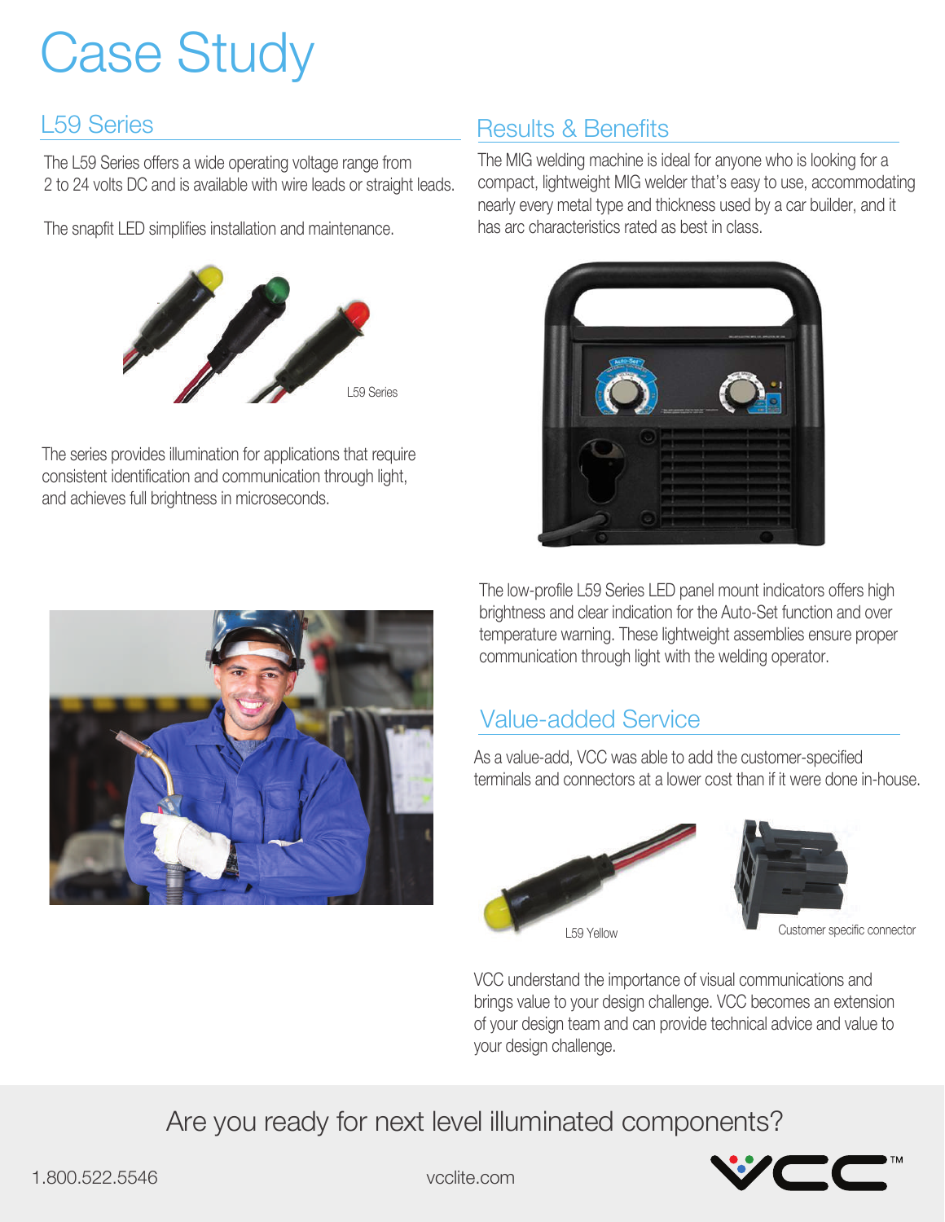# Case Study

## L59 Series

The L59 Series offers a wide operating voltage range from 2 to 24 volts DC and is available with wire leads or straight leads.

The snapfit LED simplifies installation and maintenance.

L59 Series

The series provides illumination for applications that require consistent identification and communication through light, and achieves full brightness in microseconds.

## Results & Benefits

The MIG welding machine is ideal for anyone who is looking for a compact, lightweight MIG welder that's easy to use, accommodating nearly every metal type and thickness used by a car builder, and it has arc characteristics rated as best in class.

The low-profile L59 Series LED panel mount indicators offers high brightness and clear indication for the Auto-Set function and over temperature warning. These lightweight assemblies ensure proper communication through light with the welding operator.

## Value-added Service

As a value-add, VCC was able to add the customer-specified terminals and connectors at a lower cost than if it were done in-house.

L59 Yellow

Customer specific connector

VCC understand the importance of visual communications and brings value to your design challenge. VCC becomes an extension of your design team and can provide technical advice and value to your design challenge.

Are you ready for next level illuminated components?

1.800.522.5546

vcclite.com